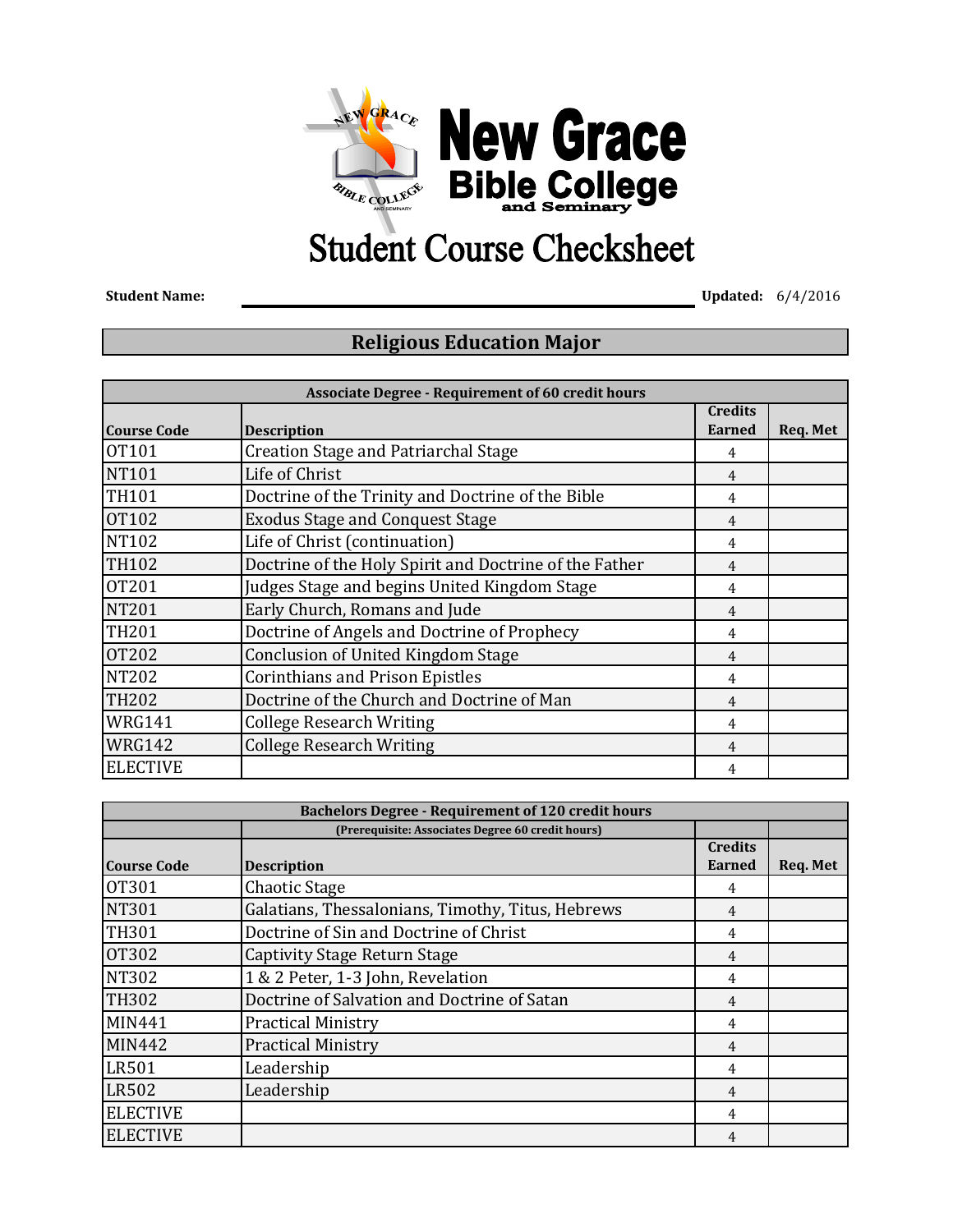# New Grace Bible College and Seminary

# Student Course Checksheet

**Student Name:** ______________________ **Updated:** 6/4/2016

## Religious Education Major

| Associate Degree - Requirement of 60 credit hours | | | |
|---|---|---|---|
| **Course Code** | **Description** | **Credits Earned** | **Req. Met** |
| OT101 | Creation Stage and Patriarchal Stage | 4 | |
| NT101 | Life of Christ | 4 | |
| TH101 | Doctrine of the Trinity and Doctrine of the Bible | 4 | |
| OT102 | Exodus Stage and Conquest Stage | 4 | |
| NT102 | Life of Christ (continuation) | 4 | |
| TH102 | Doctrine of the Holy Spirit and Doctrine of the Father | 4 | |
| OT201 | Judges Stage and begins United Kingdom Stage | 4 | |
| NT201 | Early Church, Romans and Jude | 4 | |
| TH201 | Doctrine of Angels and Doctrine of Prophecy | 4 | |
| OT202 | Conclusion of United Kingdom Stage | 4 | |
| NT202 | Corinthians and Prison Epistles | 4 | |
| TH202 | Doctrine of the Church and Doctrine of Man | 4 | |
| WRG141 | College Research Writing | 4 | |
| WRG142 | College Research Writing | 4 | |
| ELECTIVE | | 4 | |

| Bachelors Degree - Requirement of 120 credit hours | | | |
|---|---|---|---|
| | (Prerequisite: Associates Degree 60 credit hours) | | |
| **Course Code** | **Description** | **Credits Earned** | **Req. Met** |
| OT301 | Chaotic Stage | 4 | |
| NT301 | Galatians, Thessalonians, Timothy, Titus, Hebrews | 4 | |
| TH301 | Doctrine of Sin and Doctrine of Christ | 4 | |
| OT302 | Captivity Stage Return Stage | 4 | |
| NT302 | 1 & 2 Peter, 1-3 John, Revelation | 4 | |
| TH302 | Doctrine of Salvation and Doctrine of Satan | 4 | |
| MIN441 | Practical Ministry | 4 | |
| MIN442 | Practical Ministry | 4 | |
| LR501 | Leadership | 4 | |
| LR502 | Leadership | 4 | |
| ELECTIVE | | 4 | |
| ELECTIVE | | 4 | |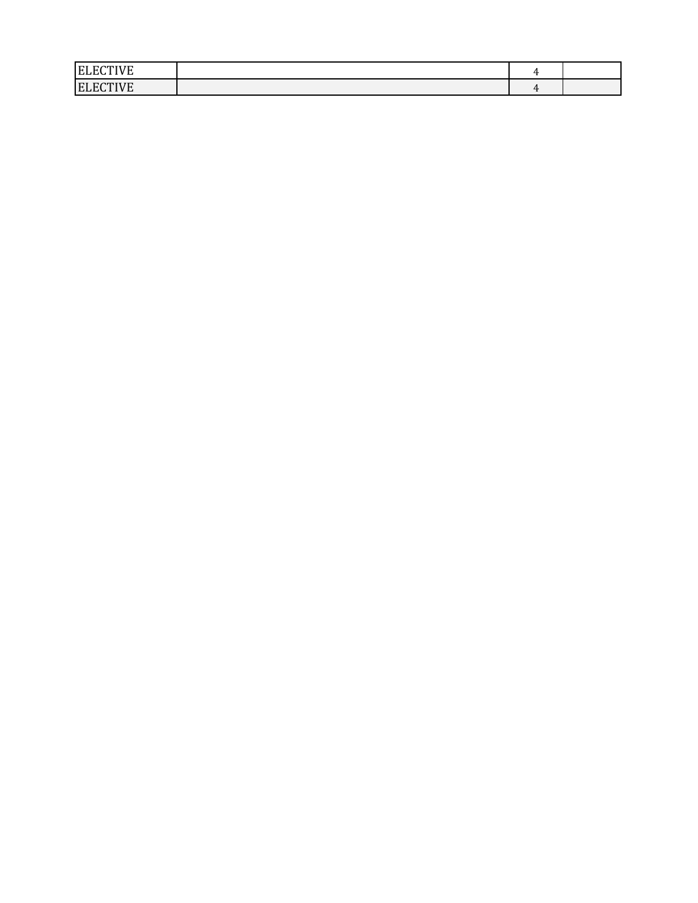| | | | |
|---|---|---|---|
| ELECTIVE | | 4 | |
| ELECTIVE | | 4 | |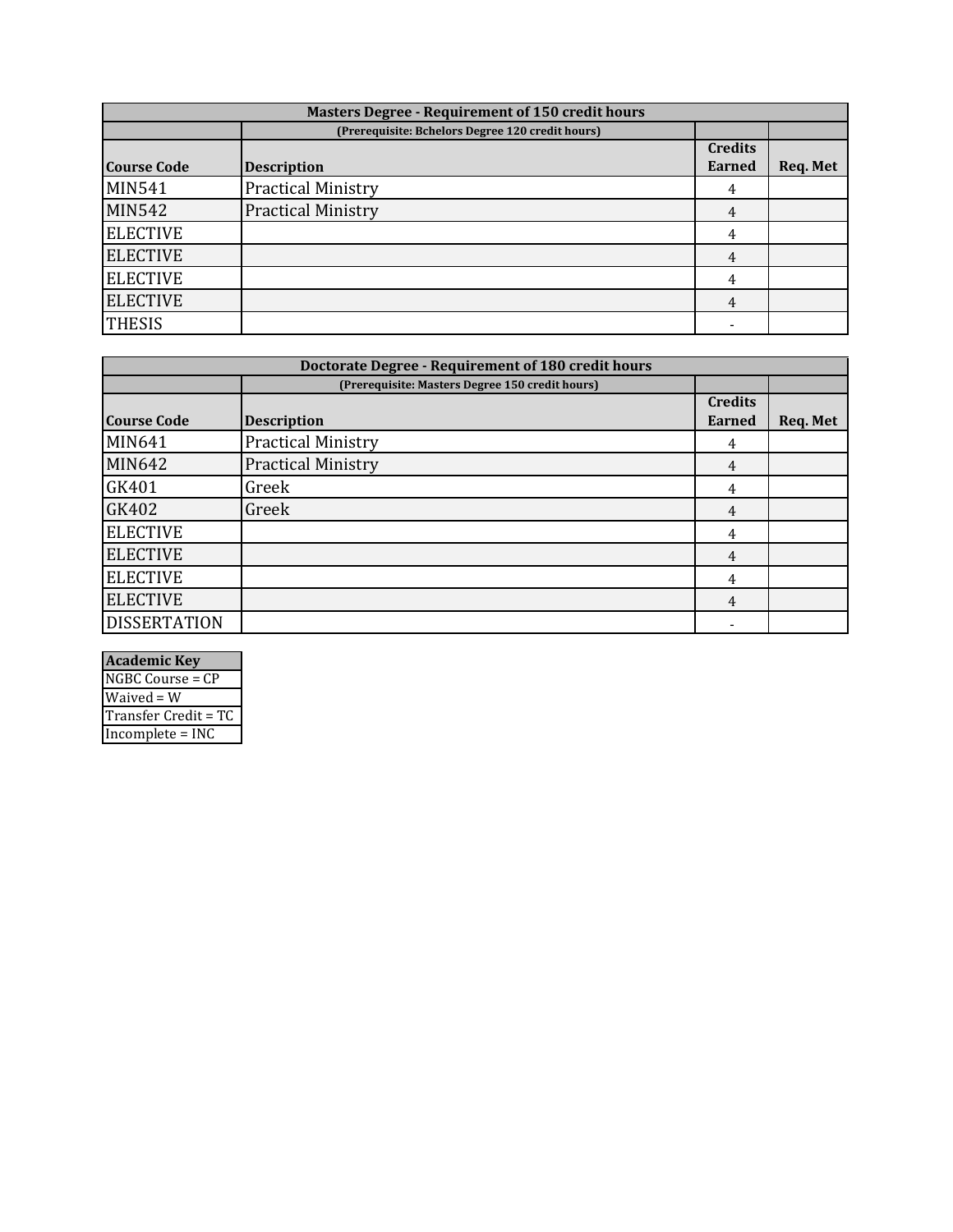| Masters Degree - Requirement of 150 credit hours | | | |
|---|---|---|---|
| | (Prerequisite: Bchelors Degree 120 credit hours) | | |
| Course Code | Description | Credits Earned | Req. Met |
| MIN541 | Practical Ministry | 4 | |
| MIN542 | Practical Ministry | 4 | |
| ELECTIVE | | 4 | |
| ELECTIVE | | 4 | |
| ELECTIVE | | 4 | |
| ELECTIVE | | 4 | |
| THESIS | | - | |

| Doctorate Degree - Requirement of 180 credit hours | | | |
|---|---|---|---|
| | (Prerequisite: Masters Degree 150 credit hours) | | |
| Course Code | Description | Credits Earned | Req. Met |
| MIN641 | Practical Ministry | 4 | |
| MIN642 | Practical Ministry | 4 | |
| GK401 | Greek | 4 | |
| GK402 | Greek | 4 | |
| ELECTIVE | | 4 | |
| ELECTIVE | | 4 | |
| ELECTIVE | | 4 | |
| ELECTIVE | | 4 | |
| DISSERTATION | | - | |

| Academic Key |
|---|
| NGBC Course = CP |
| Waived = W |
| Transfer Credit = TC |
| Incomplete = INC |